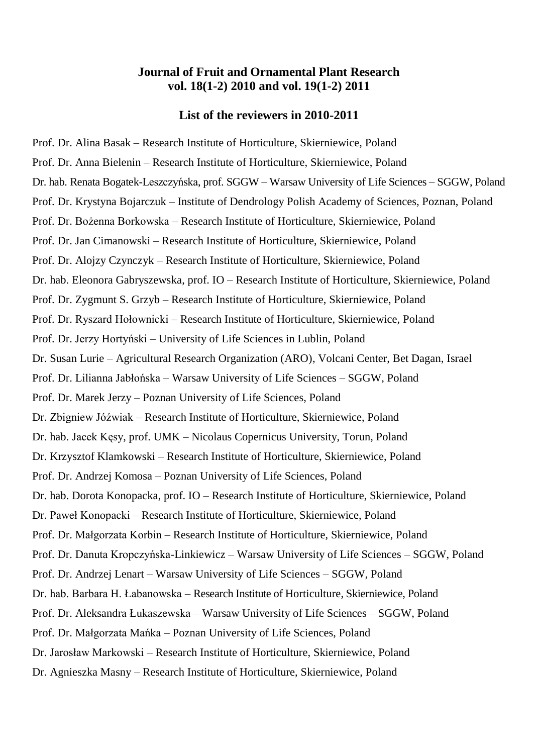**Journal of Fruit and Ornamental Plant Research**
**vol. 18(1-2) 2010 and vol. 19(1-2) 2011**

**List of the reviewers in 2010-2011**

Prof. Dr. Alina Basak – Research Institute of Horticulture, Skierniewice, Poland

Prof. Dr. Anna Bielenin – Research Institute of Horticulture, Skierniewice, Poland

Dr. hab. Renata Bogatek-Leszczyńska, prof. SGGW – Warsaw University of Life Sciences – SGGW, Poland

Prof. Dr. Krystyna Bojarczuk – Institute of Dendrology Polish Academy of Sciences, Poznan, Poland

Prof. Dr. Bożenna Borkowska – Research Institute of Horticulture, Skierniewice, Poland

Prof. Dr. Jan Cimanowski – Research Institute of Horticulture, Skierniewice, Poland

Prof. Dr. Alojzy Czynczyk – Research Institute of Horticulture, Skierniewice, Poland

Dr. hab. Eleonora Gabryszewska, prof. IO – Research Institute of Horticulture, Skierniewice, Poland

Prof. Dr. Zygmunt S. Grzyb – Research Institute of Horticulture, Skierniewice, Poland

Prof. Dr. Ryszard Hołownicki – Research Institute of Horticulture, Skierniewice, Poland

Prof. Dr. Jerzy Hortyński – University of Life Sciences in Lublin, Poland

Dr. Susan Lurie – Agricultural Research Organization (ARO), Volcani Center, Bet Dagan, Israel

Prof. Dr. Lilianna Jabłońska – Warsaw University of Life Sciences – SGGW, Poland

Prof. Dr. Marek Jerzy – Poznan University of Life Sciences, Poland

Dr. Zbigniew Jóźwiak – Research Institute of Horticulture, Skierniewice, Poland

Dr. hab. Jacek Kęsy, prof. UMK – Nicolaus Copernicus University, Torun, Poland

Dr. Krzysztof Klamkowski – Research Institute of Horticulture, Skierniewice, Poland

Prof. Dr. Andrzej Komosa – Poznan University of Life Sciences, Poland

Dr. hab. Dorota Konopacka, prof. IO – Research Institute of Horticulture, Skierniewice, Poland

Dr. Paweł Konopacki – Research Institute of Horticulture, Skierniewice, Poland

Prof. Dr. Małgorzata Korbin – Research Institute of Horticulture, Skierniewice, Poland

Prof. Dr. Danuta Kropczyńska-Linkiewicz – Warsaw University of Life Sciences – SGGW, Poland

Prof. Dr. Andrzej Lenart – Warsaw University of Life Sciences – SGGW, Poland

Dr. hab. Barbara H. Łabanowska – Research Institute of Horticulture, Skierniewice, Poland

Prof. Dr. Aleksandra Łukaszewska – Warsaw University of Life Sciences – SGGW, Poland

Prof. Dr. Małgorzata Mańka – Poznan University of Life Sciences, Poland

Dr. Jarosław Markowski – Research Institute of Horticulture, Skierniewice, Poland

Dr. Agnieszka Masny – Research Institute of Horticulture, Skierniewice, Poland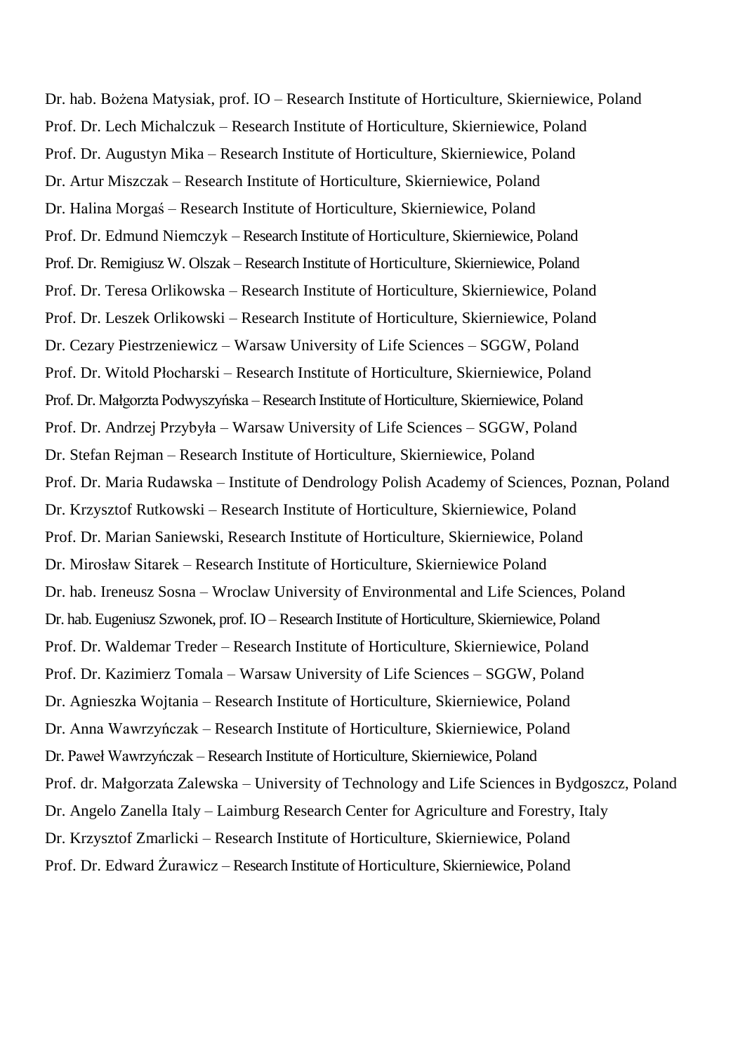Dr. hab. Bożena Matysiak, prof. IO – Research Institute of Horticulture, Skierniewice, Poland

Prof. Dr. Lech Michalczuk – Research Institute of Horticulture, Skierniewice, Poland

Prof. Dr. Augustyn Mika – Research Institute of Horticulture, Skierniewice, Poland

Dr. Artur Miszczak – Research Institute of Horticulture, Skierniewice, Poland

Dr. Halina Morgaś – Research Institute of Horticulture, Skierniewice, Poland

Prof. Dr. Edmund Niemczyk – Research Institute of Horticulture, Skierniewice, Poland

Prof. Dr. Remigiusz W. Olszak – Research Institute of Horticulture, Skierniewice, Poland

Prof. Dr. Teresa Orlikowska – Research Institute of Horticulture, Skierniewice, Poland

Prof. Dr. Leszek Orlikowski – Research Institute of Horticulture, Skierniewice, Poland

Dr. Cezary Piestrzeniewicz – Warsaw University of Life Sciences – SGGW, Poland

Prof. Dr. Witold Płocharski – Research Institute of Horticulture, Skierniewice, Poland

Prof. Dr. Małgorzta Podwyszyńska – Research Institute of Horticulture, Skierniewice, Poland

Prof. Dr. Andrzej Przybyła – Warsaw University of Life Sciences – SGGW, Poland

Dr. Stefan Rejman – Research Institute of Horticulture, Skierniewice, Poland

Prof. Dr. Maria Rudawska – Institute of Dendrology Polish Academy of Sciences, Poznan, Poland

Dr. Krzysztof Rutkowski – Research Institute of Horticulture, Skierniewice, Poland

Prof. Dr. Marian Saniewski, Research Institute of Horticulture, Skierniewice, Poland

Dr. Mirosław Sitarek – Research Institute of Horticulture, Skierniewice Poland

Dr. hab. Ireneusz Sosna – Wroclaw University of Environmental and Life Sciences, Poland

Dr. hab. Eugeniusz Szwonek, prof. IO – Research Institute of Horticulture, Skierniewice, Poland

Prof. Dr. Waldemar Treder – Research Institute of Horticulture, Skierniewice, Poland

Prof. Dr. Kazimierz Tomala – Warsaw University of Life Sciences – SGGW, Poland

Dr. Agnieszka Wojtania – Research Institute of Horticulture, Skierniewice, Poland

Dr. Anna Wawrzyńczak – Research Institute of Horticulture, Skierniewice, Poland

Dr. Paweł Wawrzyńczak – Research Institute of Horticulture, Skierniewice, Poland

Prof. dr. Małgorzata Zalewska – University of Technology and Life Sciences in Bydgoszcz, Poland

Dr. Angelo Zanella Italy – Laimburg Research Center for Agriculture and Forestry, Italy

Dr. Krzysztof Zmarlicki – Research Institute of Horticulture, Skierniewice, Poland

Prof. Dr. Edward Żurawicz – Research Institute of Horticulture, Skierniewice, Poland